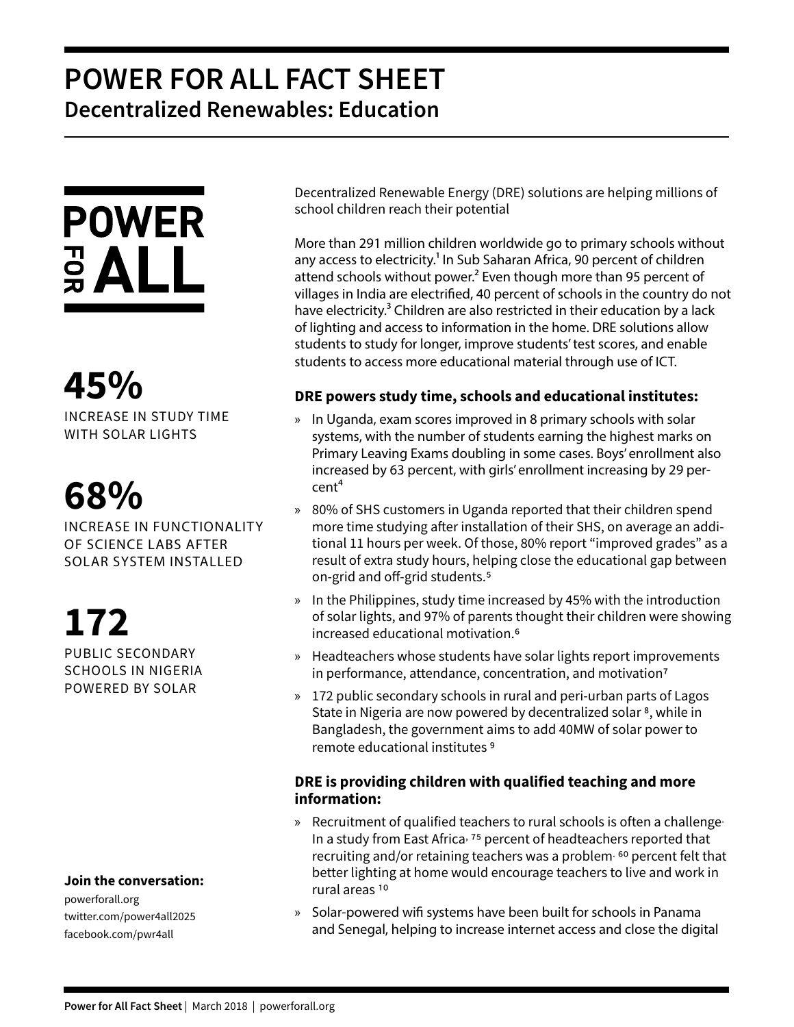# POWER FOR ALL FACT SHEET

## Decentralized Renewables: Education

POWER FOR ALL

**45%**
INCREASE IN STUDY TIME WITH SOLAR LIGHTS

**68%**
INCREASE IN FUNCTIONALITY OF SCIENCE LABS AFTER SOLAR SYSTEM INSTALLED

**172**
PUBLIC SECONDARY SCHOOLS IN NIGERIA POWERED BY SOLAR

**Join the conversation:**
powerforall.org
twitter.com/power4all2025
facebook.com/pwr4all

Decentralized Renewable Energy (DRE) solutions are helping millions of school children reach their potential

More than 291 million children worldwide go to primary schools without any access to electricity.[1] In Sub Saharan Africa, 90 percent of children attend schools without power.[2] Even though more than 95 percent of villages in India are electrified, 40 percent of schools in the country do not have electricity.[3] Children are also restricted in their education by a lack of lighting and access to information in the home. DRE solutions allow students to study for longer, improve students' test scores, and enable students to access more educational material through use of ICT.

### DRE powers study time, schools and educational institutes:

- In Uganda, exam scores improved in 8 primary schools with solar systems, with the number of students earning the highest marks on Primary Leaving Exams doubling in some cases. Boys' enrollment also increased by 63 percent, with girls' enrollment increasing by 29 percent[4]
- 80% of SHS customers in Uganda reported that their children spend more time studying after installation of their SHS, on average an additional 11 hours per week. Of those, 80% report "improved grades" as a result of extra study hours, helping close the educational gap between on-grid and off-grid students.[5]
- In the Philippines, study time increased by 45% with the introduction of solar lights, and 97% of parents thought their children were showing increased educational motivation.[6]
- Headteachers whose students have solar lights report improvements in performance, attendance, concentration, and motivation[7]
- 172 public secondary schools in rural and peri-urban parts of Lagos State in Nigeria are now powered by decentralized solar [8], while in Bangladesh, the government aims to add 40MW of solar power to remote educational institutes [9]

### DRE is providing children with qualified teaching and more information:

- Recruitment of qualified teachers to rural schools is often a challenge. In a study from East Africa, 75 percent of headteachers reported that recruiting and/or retaining teachers was a problem. 60 percent felt that better lighting at home would encourage teachers to live and work in rural areas [10]
- Solar-powered wifi systems have been built for schools in Panama and Senegal, helping to increase internet access and close the digital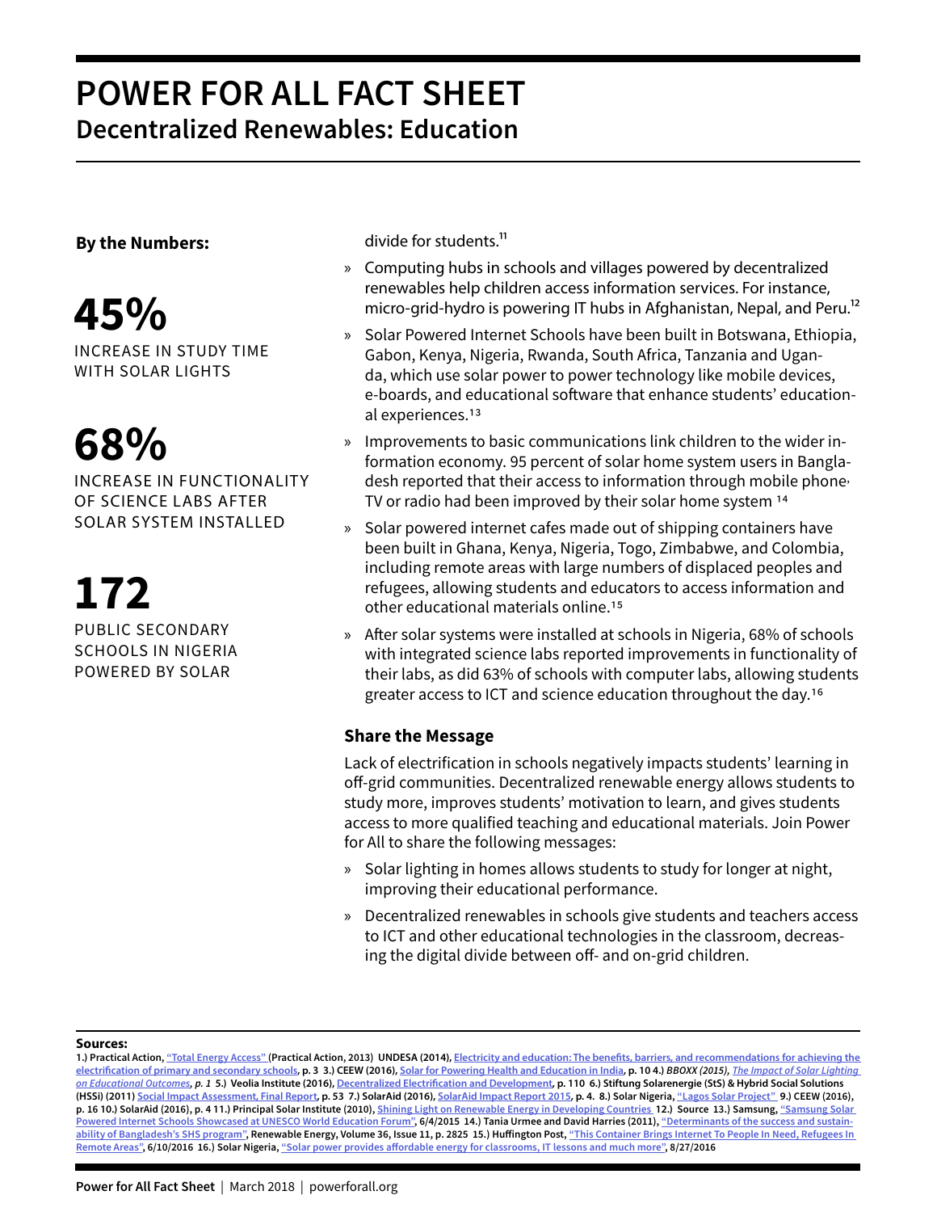# POWER FOR ALL FACT SHEET

## Decentralized Renewables: Education

**By the Numbers:**

**45%**

INCREASE IN STUDY TIME WITH SOLAR LIGHTS

**68%**

INCREASE IN FUNCTIONALITY OF SCIENCE LABS AFTER SOLAR SYSTEM INSTALLED

**172**

PUBLIC SECONDARY SCHOOLS IN NIGERIA POWERED BY SOLAR

divide for students.[11]

- Computing hubs in schools and villages powered by decentralized renewables help children access information services. For instance, micro-grid-hydro is powering IT hubs in Afghanistan, Nepal, and Peru.[12]
- Solar Powered Internet Schools have been built in Botswana, Ethiopia, Gabon, Kenya, Nigeria, Rwanda, South Africa, Tanzania and Uganda, which use solar power to power technology like mobile devices, e-boards, and educational software that enhance students' educational experiences.[13]
- Improvements to basic communications link children to the wider information economy. 95 percent of solar home system users in Bangladesh reported that their access to information through mobile phone, TV or radio had been improved by their solar home system [14]
- Solar powered internet cafes made out of shipping containers have been built in Ghana, Kenya, Nigeria, Togo, Zimbabwe, and Colombia, including remote areas with large numbers of displaced peoples and refugees, allowing students and educators to access information and other educational materials online.[15]
- After solar systems were installed at schools in Nigeria, 68% of schools with integrated science labs reported improvements in functionality of their labs, as did 63% of schools with computer labs, allowing students greater access to ICT and science education throughout the day.[16]

### Share the Message

Lack of electrification in schools negatively impacts students' learning in off-grid communities. Decentralized renewable energy allows students to study more, improves students' motivation to learn, and gives students access to more qualified teaching and educational materials. Join Power for All to share the following messages:

- Solar lighting in homes allows students to study for longer at night, improving their educational performance.
- Decentralized renewables in schools give students and teachers access to ICT and other educational technologies in the classroom, decreasing the digital divide between off- and on-grid children.

**Sources:**

1.) Practical Action, "Total Energy Access" (Practical Action, 2013) UNDESA (2014), Electricity and education: The benefits, barriers, and recommendations for achieving the electrification of primary and secondary schools, p. 3 3.) CEEW (2016), Solar for Powering Health and Education in India, p. 10 4.) *BBOXX (2015), The Impact of Solar Lighting on Educational Outcomes, p. 1* 5.) Veolia Institute (2016), Decentralized Electrification and Development, p. 110 6.) Stiftung Solarenergie (StS) & Hybrid Social Solutions (HSSi) (2011) Social Impact Assessment, Final Report, p. 53 7.) SolarAid (2016), SolarAid Impact Report 2015, p. 4. 8.) Solar Nigeria, "Lagos Solar Project" 9.) CEEW (2016), p. 16 10.) SolarAid (2016), p. 4 11.) Principal Solar Institute (2010), Shining Light on Renewable Energy in Developing Countries 12.) Source 13.) Samsung, "Samsung Solar Powered Internet Schools Showcased at UNESCO World Education Forum", 6/4/2015 14.) Tania Urmee and David Harries (2011), "Determinants of the success and sustainability of Bangladesh's SHS program", Renewable Energy, Volume 36, Issue 11, p. 2825 15.) Huffington Post, "This Container Brings Internet To People In Need, Refugees In Remote Areas", 6/10/2016 16.) Solar Nigeria, "Solar power provides affordable energy for classrooms, IT lessons and much more", 8/27/2016